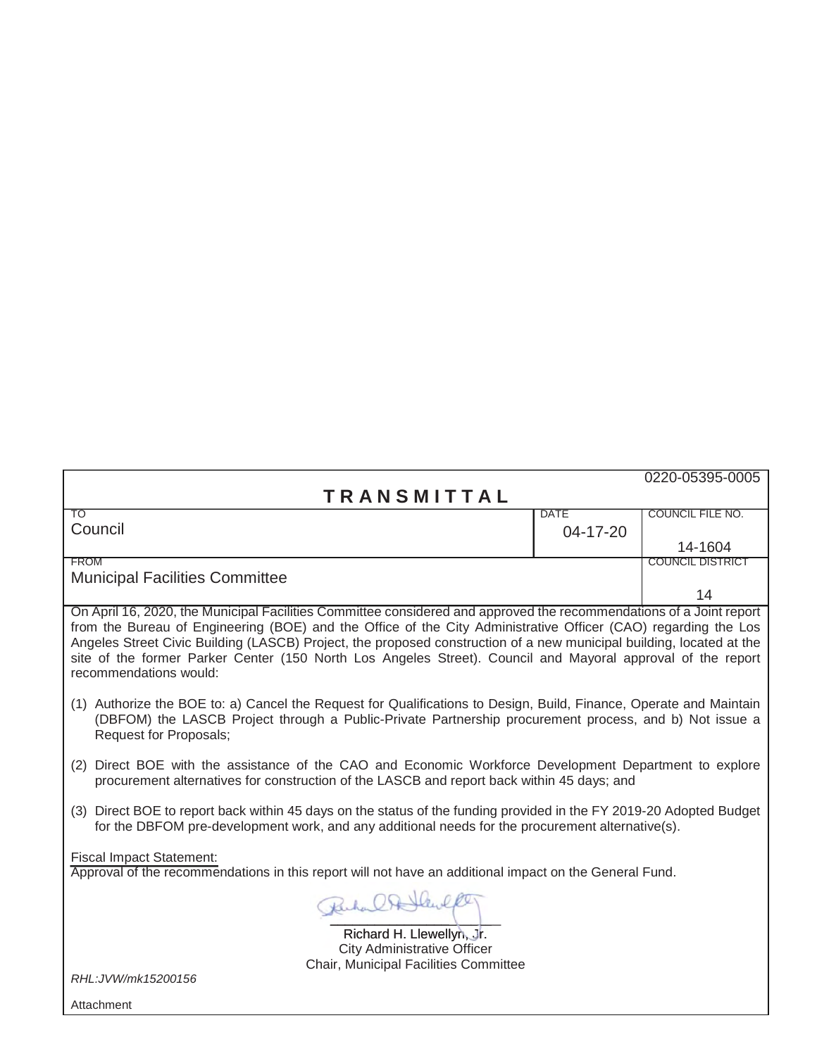0220-05395-0005

# TRANSMITTAL

| TO | DATE | COUNCIL FILE NO. |
|---|---|---|
| Council | 04-17-20 | 14-1604 |
| **FROM** | | **COUNCIL DISTRICT** |
| Municipal Facilities Committee | | 14 |

On April 16, 2020, the Municipal Facilities Committee considered and approved the recommendations of a Joint report from the Bureau of Engineering (BOE) and the Office of the City Administrative Officer (CAO) regarding the Los Angeles Street Civic Building (LASCB) Project, the proposed construction of a new municipal building, located at the site of the former Parker Center (150 North Los Angeles Street). Council and Mayoral approval of the report recommendations would:

(1) Authorize the BOE to: a) Cancel the Request for Qualifications to Design, Build, Finance, Operate and Maintain (DBFOM) the LASCB Project through a Public-Private Partnership procurement process, and b) Not issue a Request for Proposals;

(2) Direct BOE with the assistance of the CAO and Economic Workforce Development Department to explore procurement alternatives for construction of the LASCB and report back within 45 days; and

(3) Direct BOE to report back within 45 days on the status of the funding provided in the FY 2019-20 Adopted Budget for the DBFOM pre-development work, and any additional needs for the procurement alternative(s).

Fiscal Impact Statement:
Approval of the recommendations in this report will not have an additional impact on the General Fund.

Richard H. Llewellyn, Jr.
City Administrative Officer
Chair, Municipal Facilities Committee

*RHL:JVW/mk15200156*

Attachment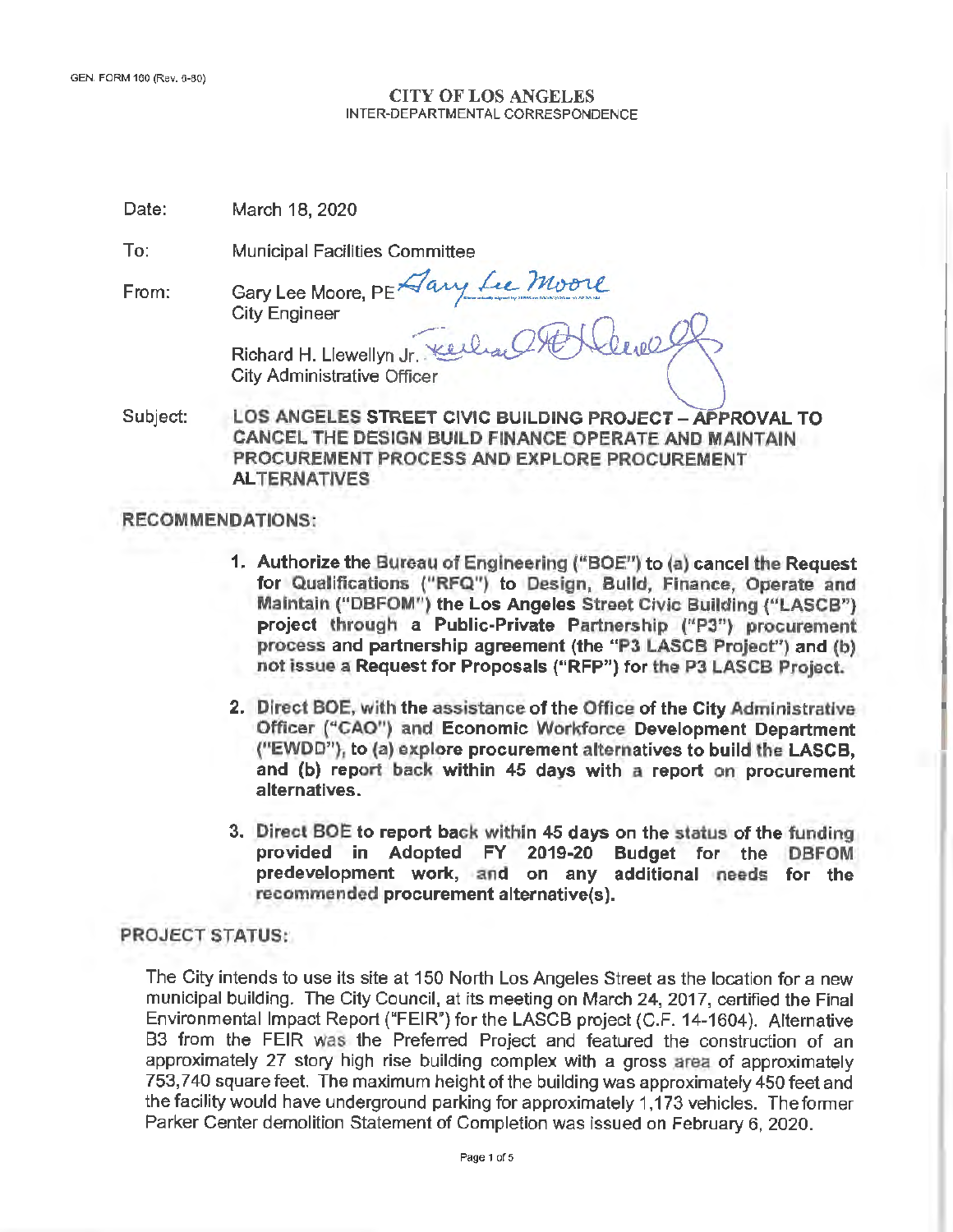GEN. FORM 160 (Rev. 6-80)

**CITY OF LOS ANGELES**
INTER-DEPARTMENTAL CORRESPONDENCE

Date: March 18, 2020

To: Municipal Facilities Committee

From: Gary Lee Moore, PE
City Engineer

Richard H. Llewellyn Jr.
City Administrative Officer

Subject: **LOS ANGELES STREET CIVIC BUILDING PROJECT – APPROVAL TO CANCEL THE DESIGN BUILD FINANCE OPERATE AND MAINTAIN PROCUREMENT PROCESS AND EXPLORE PROCUREMENT ALTERNATIVES**

## RECOMMENDATIONS:

1. **Authorize the Bureau of Engineering ("BOE") to (a) cancel the Request for Qualifications ("RFQ") to Design, Build, Finance, Operate and Maintain ("DBFOM") the Los Angeles Street Civic Building ("LASCB") project through a Public-Private Partnership ("P3") procurement process and partnership agreement (the "P3 LASCB Project") and (b) not issue a Request for Proposals ("RFP") for the P3 LASCB Project.**

2. **Direct BOE, with the assistance of the Office of the City Administrative Officer ("CAO") and Economic Workforce Development Department ("EWDD"), to (a) explore procurement alternatives to build the LASCB, and (b) report back within 45 days with a report on procurement alternatives.**

3. **Direct BOE to report back within 45 days on the status of the funding provided in Adopted FY 2019-20 Budget for the DBFOM predevelopment work, and on any additional needs for the recommended procurement alternative(s).**

## PROJECT STATUS:

The City intends to use its site at 150 North Los Angeles Street as the location for a new municipal building. The City Council, at its meeting on March 24, 2017, certified the Final Environmental Impact Report ("FEIR") for the LASCB project (C.F. 14-1604). Alternative B3 from the FEIR was the Preferred Project and featured the construction of an approximately 27 story high rise building complex with a gross area of approximately 753,740 square feet. The maximum height of the building was approximately 450 feet and the facility would have underground parking for approximately 1,173 vehicles. The former Parker Center demolition Statement of Completion was issued on February 6, 2020.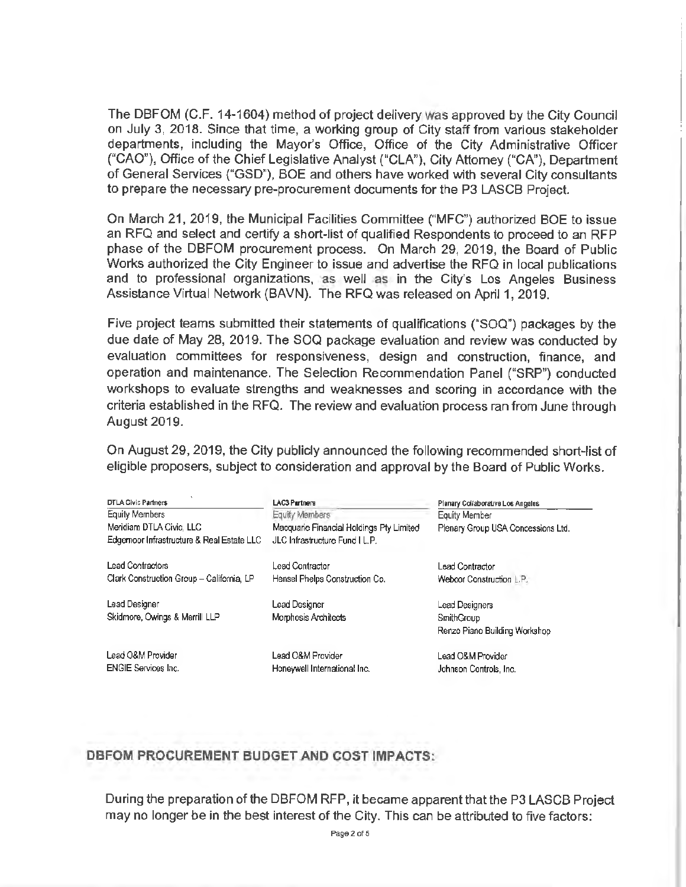The DBFOM (C.F. 14-1604) method of project delivery was approved by the City Council on July 3, 2018. Since that time, a working group of City staff from various stakeholder departments, including the Mayor's Office, Office of the City Administrative Officer ("CAO"), Office of the Chief Legislative Analyst ("CLA"), City Attorney ("CA"), Department of General Services ("GSD"), BOE and others have worked with several City consultants to prepare the necessary pre-procurement documents for the P3 LASCB Project.

On March 21, 2019, the Municipal Facilities Committee ("MFC") authorized BOE to issue an RFQ and select and certify a short-list of qualified Respondents to proceed to an RFP phase of the DBFOM procurement process. On March 29, 2019, the Board of Public Works authorized the City Engineer to issue and advertise the RFQ in local publications and to professional organizations, as well as in the City's Los Angeles Business Assistance Virtual Network (BAVN). The RFQ was released on April 1, 2019.

Five project teams submitted their statements of qualifications ("SOQ") packages by the due date of May 28, 2019. The SOQ package evaluation and review was conducted by evaluation committees for responsiveness, design and construction, finance, and operation and maintenance. The Selection Recommendation Panel ("SRP") conducted workshops to evaluate strengths and weaknesses and scoring in accordance with the criteria established in the RFQ. The review and evaluation process ran from June through August 2019.

On August 29, 2019, the City publicly announced the following recommended short-list of eligible proposers, subject to consideration and approval by the Board of Public Works.

| DTLA Civic Partners | LAC3 Partners | Plenary Collaborative Los Angeles |
|---|---|---|
| Equity Members<br>Meridiam DTLA Civic, LLC<br>Edgemoor Infrastructure & Real Estate LLC | Equity Members<br>Macquarie Financial Holdings Pty Limited<br>JLC Infrastructure Fund I L.P. | Equity Member<br>Plenary Group USA Concessions Ltd. |
| Lead Contractors<br>Clark Construction Group – California, LP | Lead Contractor<br>Hensel Phelps Construction Co. | Lead Contractor<br>Webcor Construction L.P. |
| Lead Designer<br>Skidmore, Owings & Merrill LLP | Lead Designer<br>Morphosis Architects | Lead Designers<br>SmithGroup<br>Renzo Piano Building Workshop |
| Lead O&M Provider<br>ENGIE Services Inc. | Lead O&M Provider<br>Honeywell International Inc. | Lead O&M Provider<br>Johnson Controls, Inc. |

## DBFOM PROCUREMENT BUDGET AND COST IMPACTS:

During the preparation of the DBFOM RFP, it became apparent that the P3 LASCB Project may no longer be in the best interest of the City. This can be attributed to five factors: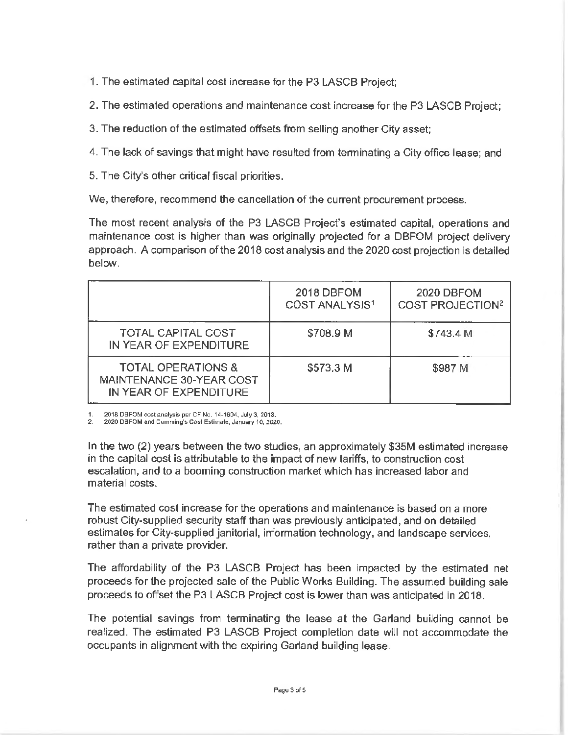1. The estimated capital cost increase for the P3 LASCB Project;

2. The estimated operations and maintenance cost increase for the P3 LASCB Project;

3. The reduction of the estimated offsets from selling another City asset;

4. The lack of savings that might have resulted from terminating a City office lease; and

5. The City's other critical fiscal priorities.

We, therefore, recommend the cancellation of the current procurement process.

The most recent analysis of the P3 LASCB Project's estimated capital, operations and maintenance cost is higher than was originally projected for a DBFOM project delivery approach. A comparison of the 2018 cost analysis and the 2020 cost projection is detailed below.

| | 2018 DBFOM COST ANALYSIS[1] | 2020 DBFOM COST PROJECTION[2] |
|---|---|---|
| TOTAL CAPITAL COST IN YEAR OF EXPENDITURE | $708.9 M | $743.4 M |
| TOTAL OPERATIONS & MAINTENANCE 30-YEAR COST IN YEAR OF EXPENDITURE | $573.3 M | $987 M |

1. 2018 DBFOM cost analysis per CF No. 14-1604, July 3, 2018.
2. 2020 DBFOM and Cumming's Cost Estimate, January 10, 2020.

In the two (2) years between the two studies, an approximately $35M estimated increase in the capital cost is attributable to the impact of new tariffs, to construction cost escalation, and to a booming construction market which has increased labor and material costs.

The estimated cost increase for the operations and maintenance is based on a more robust City-supplied security staff than was previously anticipated, and on detailed estimates for City-supplied janitorial, information technology, and landscape services, rather than a private provider.

The affordability of the P3 LASCB Project has been impacted by the estimated net proceeds for the projected sale of the Public Works Building. The assumed building sale proceeds to offset the P3 LASCB Project cost is lower than was anticipated in 2018.

The potential savings from terminating the lease at the Garland building cannot be realized. The estimated P3 LASCB Project completion date will not accommodate the occupants in alignment with the expiring Garland building lease.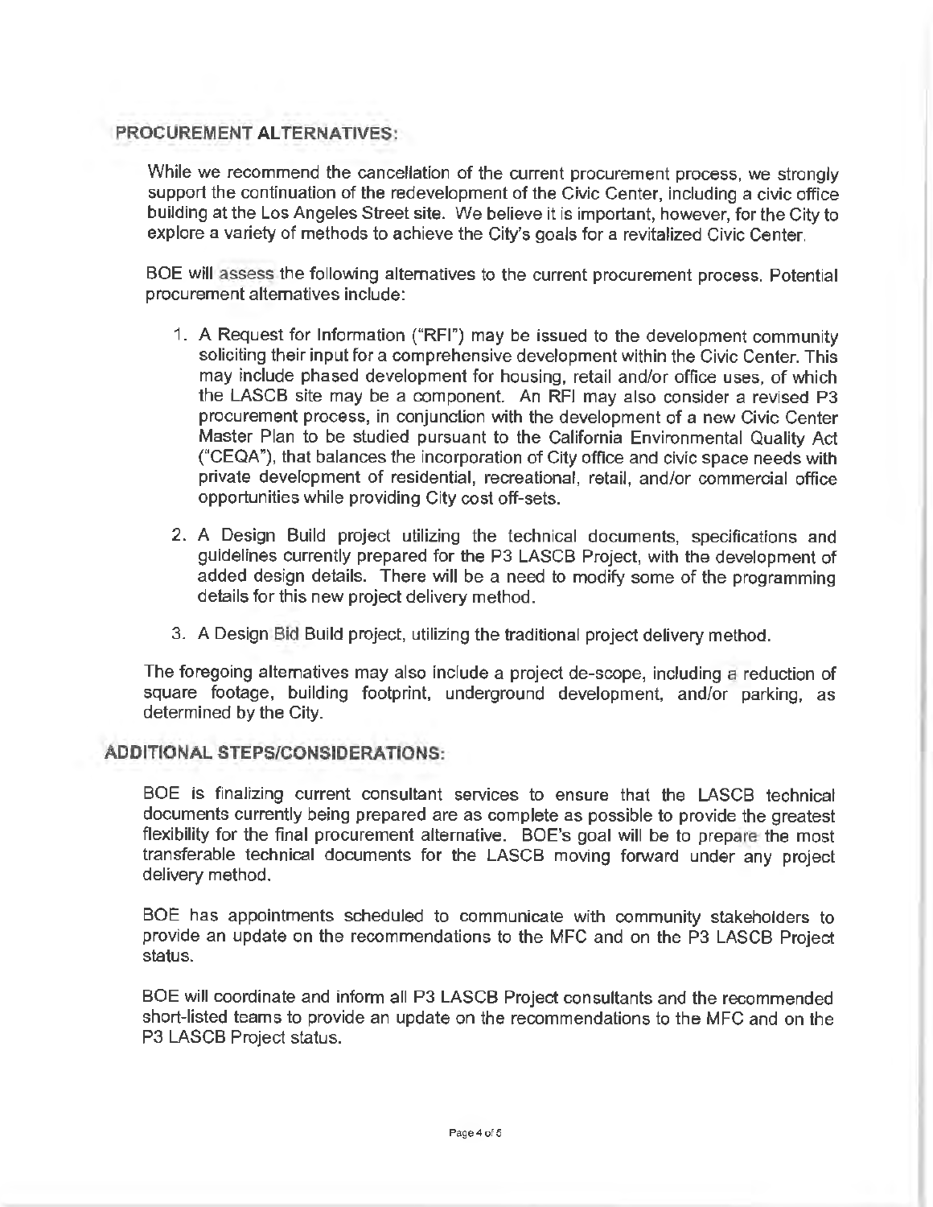## PROCUREMENT ALTERNATIVES:

While we recommend the cancellation of the current procurement process, we strongly support the continuation of the redevelopment of the Civic Center, including a civic office building at the Los Angeles Street site. We believe it is important, however, for the City to explore a variety of methods to achieve the City's goals for a revitalized Civic Center.

BOE will assess the following alternatives to the current procurement process. Potential procurement alternatives include:

1. A Request for Information ("RFI") may be issued to the development community soliciting their input for a comprehensive development within the Civic Center. This may include phased development for housing, retail and/or office uses, of which the LASCB site may be a component. An RFI may also consider a revised P3 procurement process, in conjunction with the development of a new Civic Center Master Plan to be studied pursuant to the California Environmental Quality Act ("CEQA"), that balances the incorporation of City office and civic space needs with private development of residential, recreational, retail, and/or commercial office opportunities while providing City cost off-sets.

2. A Design Build project utilizing the technical documents, specifications and guidelines currently prepared for the P3 LASCB Project, with the development of added design details. There will be a need to modify some of the programming details for this new project delivery method.

3. A Design Bid Build project, utilizing the traditional project delivery method.

The foregoing alternatives may also include a project de-scope, including a reduction of square footage, building footprint, underground development, and/or parking, as determined by the City.

## ADDITIONAL STEPS/CONSIDERATIONS:

BOE is finalizing current consultant services to ensure that the LASCB technical documents currently being prepared are as complete as possible to provide the greatest flexibility for the final procurement alternative. BOE's goal will be to prepare the most transferable technical documents for the LASCB moving forward under any project delivery method.

BOE has appointments scheduled to communicate with community stakeholders to provide an update on the recommendations to the MFC and on the P3 LASCB Project status.

BOE will coordinate and inform all P3 LASCB Project consultants and the recommended short-listed teams to provide an update on the recommendations to the MFC and on the P3 LASCB Project status.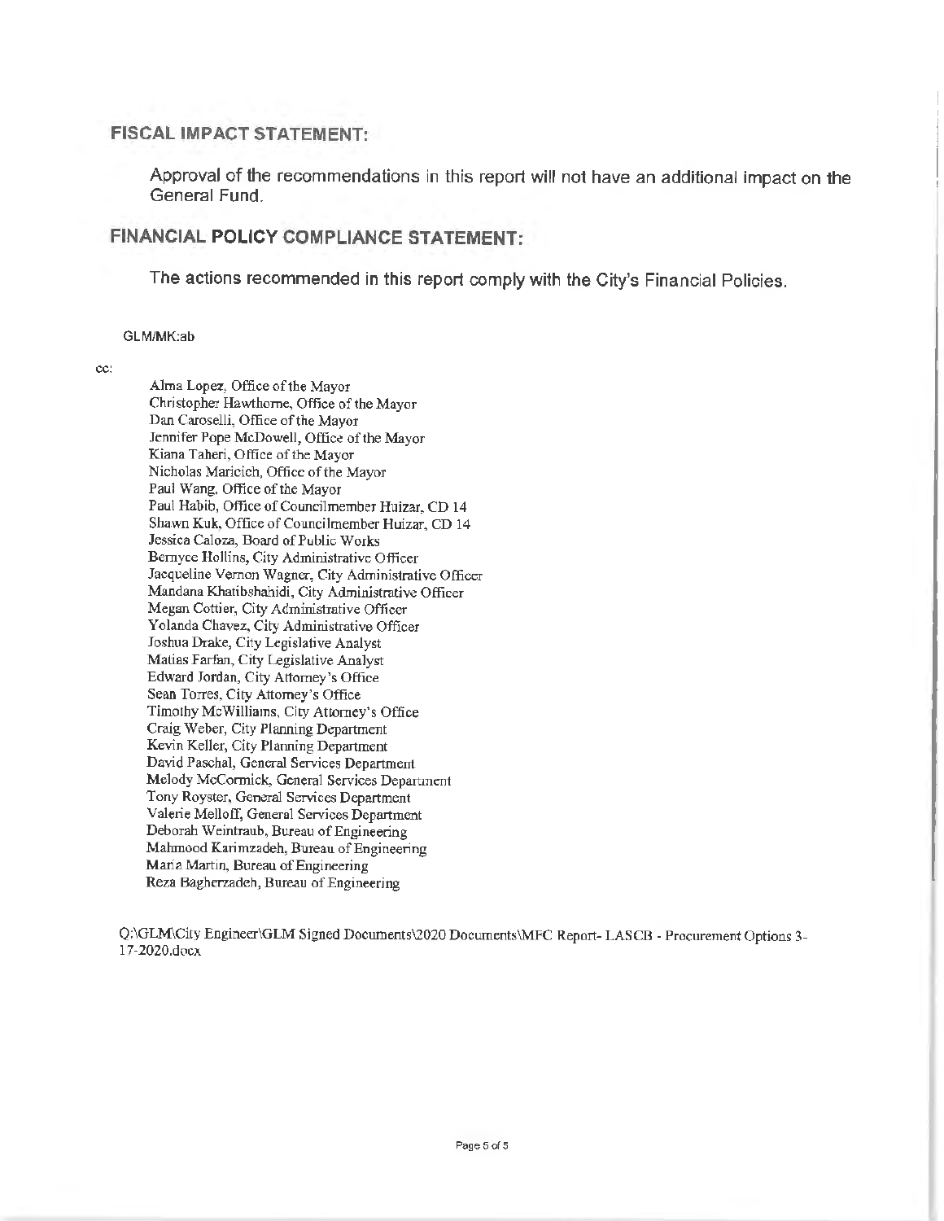## FISCAL IMPACT STATEMENT:

Approval of the recommendations in this report will not have an additional impact on the General Fund.

## FINANCIAL POLICY COMPLIANCE STATEMENT:

The actions recommended in this report comply with the City's Financial Policies.

GLM/MK:ab

cc:

Alma Lopez, Office of the Mayor
Christopher Hawthorne, Office of the Mayor
Dan Caroselli, Office of the Mayor
Jennifer Pope McDowell, Office of the Mayor
Kiana Taheri, Office of the Mayor
Nicholas Maricich, Office of the Mayor
Paul Wang, Office of the Mayor
Paul Habib, Office of Councilmember Huizar, CD 14
Shawn Kuk, Office of Councilmember Huizar, CD 14
Jessica Caloza, Board of Public Works
Bernyce Hollins, City Administrative Officer
Jacqueline Vernon Wagner, City Administrative Officer
Mandana Khatibshahidi, City Administrative Officer
Megan Cottier, City Administrative Officer
Yolanda Chavez, City Administrative Officer
Joshua Drake, City Legislative Analyst
Matias Farfan, City Legislative Analyst
Edward Jordan, City Attorney's Office
Sean Torres, City Attorney's Office
Timothy McWilliams, City Attorney's Office
Craig Weber, City Planning Department
Kevin Keller, City Planning Department
David Paschal, General Services Department
Melody McCormick, General Services Department
Tony Royster, General Services Department
Valerie Melloff, General Services Department
Deborah Weintraub, Bureau of Engineering
Mahmood Karimzadeh, Bureau of Engineering
Maria Martin, Bureau of Engineering
Reza Bagherzadeh, Bureau of Engineering

Q:\GLM\City Engineer\GLM Signed Documents\2020 Documents\MFC Report- LASCB - Procurement Options 3-17-2020.docx